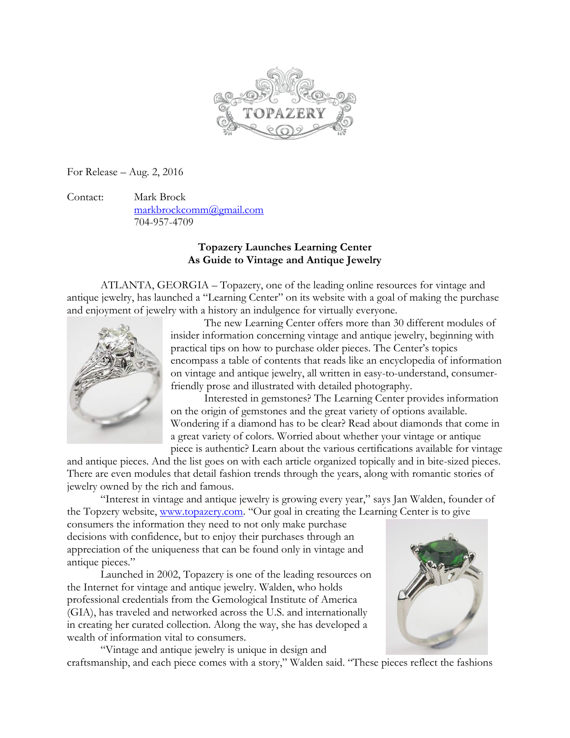TOPAZERY

For Release – Aug. 2, 2016

Contact: Mark Brock
markbrockcomm@gmail.com
704-957-4709

**Topazery Launches Learning Center**
**As Guide to Vintage and Antique Jewelry**

ATLANTA, GEORGIA – Topazery, one of the leading online resources for vintage and antique jewelry, has launched a "Learning Center" on its website with a goal of making the purchase and enjoyment of jewelry with a history an indulgence for virtually everyone.

The new Learning Center offers more than 30 different modules of insider information concerning vintage and antique jewelry, beginning with practical tips on how to purchase older pieces. The Center's topics encompass a table of contents that reads like an encyclopedia of information on vintage and antique jewelry, all written in easy-to-understand, consumer-friendly prose and illustrated with detailed photography.

Interested in gemstones? The Learning Center provides information on the origin of gemstones and the great variety of options available. Wondering if a diamond has to be clear? Read about diamonds that come in a great variety of colors. Worried about whether your vintage or antique piece is authentic? Learn about the various certifications available for vintage and antique pieces. And the list goes on with each article organized topically and in bite-sized pieces. There are even modules that detail fashion trends through the years, along with romantic stories of jewelry owned by the rich and famous.

"Interest in vintage and antique jewelry is growing every year," says Jan Walden, founder of the Topzery website, www.topazery.com. "Our goal in creating the Learning Center is to give consumers the information they need to not only make purchase decisions with confidence, but to enjoy their purchases through an appreciation of the uniqueness that can be found only in vintage and antique pieces."

Launched in 2002, Topazery is one of the leading resources on the Internet for vintage and antique jewelry. Walden, who holds professional credentials from the Gemological Institute of America (GIA), has traveled and networked across the U.S. and internationally in creating her curated collection. Along the way, she has developed a wealth of information vital to consumers.

"Vintage and antique jewelry is unique in design and craftsmanship, and each piece comes with a story," Walden said. "These pieces reflect the fashions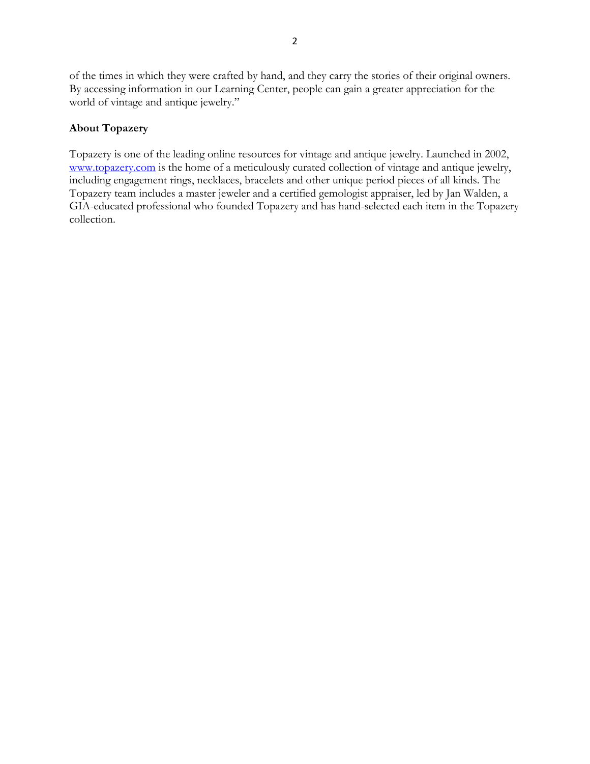of the times in which they were crafted by hand, and they carry the stories of their original owners. By accessing information in our Learning Center, people can gain a greater appreciation for the world of vintage and antique jewelry."

**About Topazery**

Topazery is one of the leading online resources for vintage and antique jewelry. Launched in 2002, www.topazery.com is the home of a meticulously curated collection of vintage and antique jewelry, including engagement rings, necklaces, bracelets and other unique period pieces of all kinds. The Topazery team includes a master jeweler and a certified gemologist appraiser, led by Jan Walden, a GIA-educated professional who founded Topazery and has hand-selected each item in the Topazery collection.